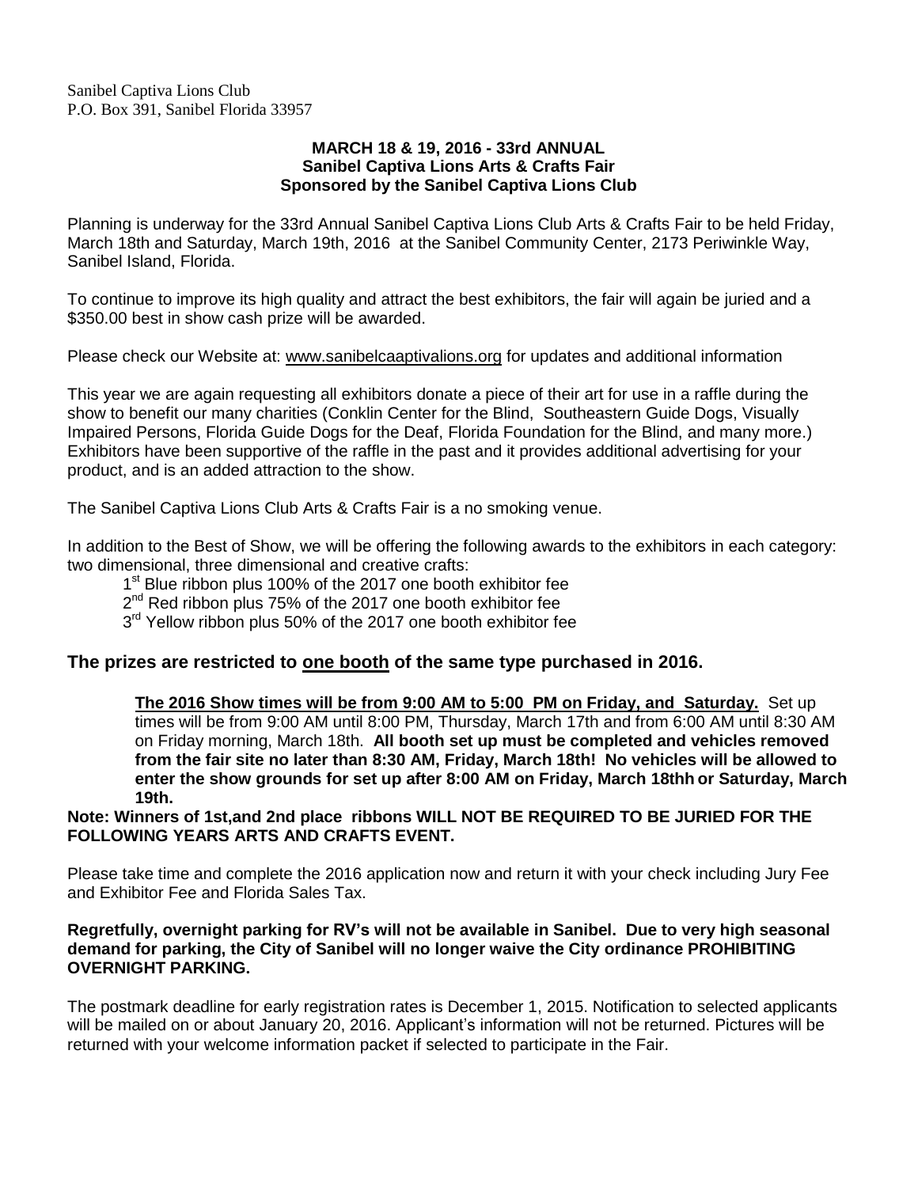Sanibel Captiva Lions Club
P.O. Box 391, Sanibel Florida 33957

**MARCH 18 & 19, 2016 - 33rd ANNUAL**
**Sanibel Captiva Lions Arts & Crafts Fair**
**Sponsored by the Sanibel Captiva Lions Club**

Planning is underway for the 33rd Annual Sanibel Captiva Lions Club Arts & Crafts Fair to be held Friday, March 18th and Saturday, March 19th, 2016 at the Sanibel Community Center, 2173 Periwinkle Way, Sanibel Island, Florida.

To continue to improve its high quality and attract the best exhibitors, the fair will again be juried and a $350.00 best in show cash prize will be awarded.

Please check our Website at: www.sanibelcaaptivalions.org for updates and additional information

This year we are again requesting all exhibitors donate a piece of their art for use in a raffle during the show to benefit our many charities (Conklin Center for the Blind, Southeastern Guide Dogs, Visually Impaired Persons, Florida Guide Dogs for the Deaf, Florida Foundation for the Blind, and many more.) Exhibitors have been supportive of the raffle in the past and it provides additional advertising for your product, and is an added attraction to the show.

The Sanibel Captiva Lions Club Arts & Crafts Fair is a no smoking venue.

In addition to the Best of Show, we will be offering the following awards to the exhibitors in each category: two dimensional, three dimensional and creative crafts:

1st Blue ribbon plus 100% of the 2017 one booth exhibitor fee
2nd Red ribbon plus 75% of the 2017 one booth exhibitor fee
3rd Yellow ribbon plus 50% of the 2017 one booth exhibitor fee

## The prizes are restricted to one booth of the same type purchased in 2016.

**The 2016 Show times will be from 9:00 AM to 5:00 PM on Friday, and Saturday.** Set up times will be from 9:00 AM until 8:00 PM, Thursday, March 17th and from 6:00 AM until 8:30 AM on Friday morning, March 18th. **All booth set up must be completed and vehicles removed from the fair site no later than 8:30 AM, Friday, March 18th! No vehicles will be allowed to enter the show grounds for set up after 8:00 AM on Friday, March 18thh or Saturday, March 19th.**

**Note: Winners of 1st,and 2nd place ribbons WILL NOT BE REQUIRED TO BE JURIED FOR THE FOLLOWING YEARS ARTS AND CRAFTS EVENT.**

Please take time and complete the 2016 application now and return it with your check including Jury Fee and Exhibitor Fee and Florida Sales Tax.

**Regretfully, overnight parking for RV's will not be available in Sanibel. Due to very high seasonal demand for parking, the City of Sanibel will no longer waive the City ordinance PROHIBITING OVERNIGHT PARKING.**

The postmark deadline for early registration rates is December 1, 2015. Notification to selected applicants will be mailed on or about January 20, 2016. Applicant's information will not be returned. Pictures will be returned with your welcome information packet if selected to participate in the Fair.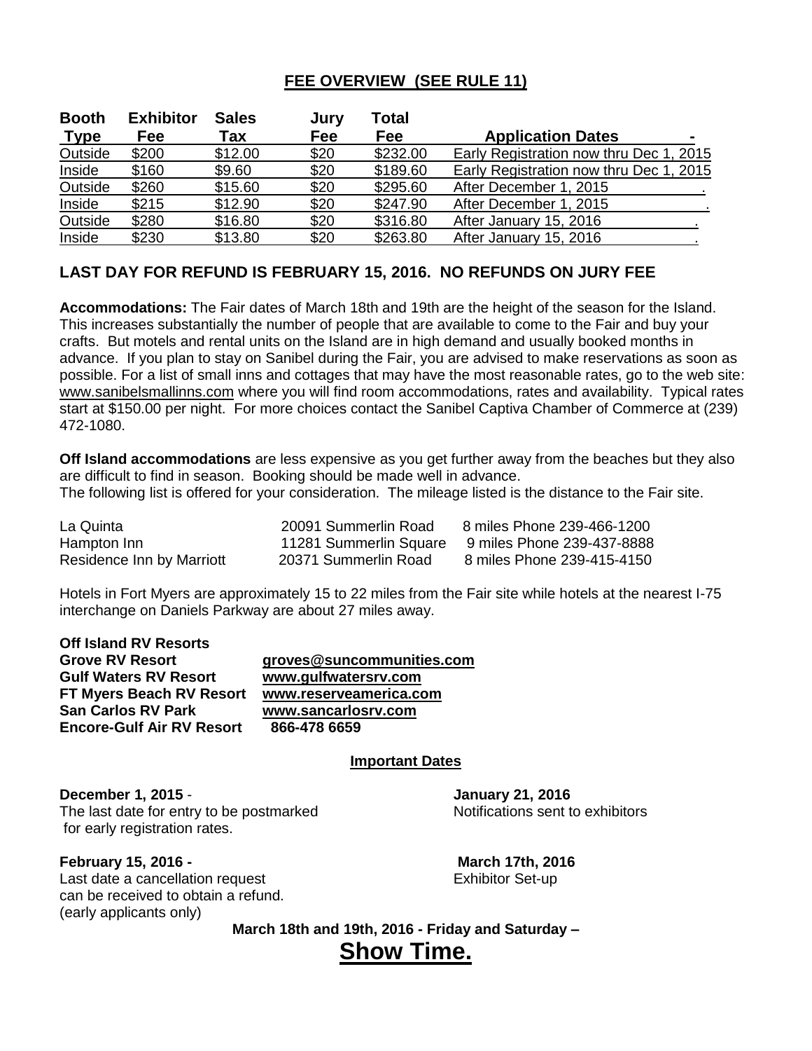## FEE OVERVIEW (SEE RULE 11)

| Booth Type | Exhibitor Fee | Sales Tax | Jury Fee | Total Fee | Application Dates |
|---|---|---|---|---|---|
| Outside | $200 | $12.00 | $20 | $232.00 | Early Registration now thru Dec 1, 2015 |
| Inside | $160 | $9.60 | $20 | $189.60 | Early Registration now thru Dec 1, 2015 |
| Outside | $260 | $15.60 | $20 | $295.60 | After December 1, 2015 |
| Inside | $215 | $12.90 | $20 | $247.90 | After December 1, 2015 |
| Outside | $280 | $16.80 | $20 | $316.80 | After January 15, 2016 |
| Inside | $230 | $13.80 | $20 | $263.80 | After January 15, 2016 |

### LAST DAY FOR REFUND IS FEBRUARY 15, 2016. NO REFUNDS ON JURY FEE

**Accommodations:** The Fair dates of March 18th and 19th are the height of the season for the Island. This increases substantially the number of people that are available to come to the Fair and buy your crafts. But motels and rental units on the Island are in high demand and usually booked months in advance. If you plan to stay on Sanibel during the Fair, you are advised to make reservations as soon as possible. For a list of small inns and cottages that may have the most reasonable rates, go to the web site: www.sanibelsmallinns.com where you will find room accommodations, rates and availability. Typical rates start at $150.00 per night. For more choices contact the Sanibel Captiva Chamber of Commerce at (239) 472-1080.

**Off Island accommodations** are less expensive as you get further away from the beaches but they also are difficult to find in season. Booking should be made well in advance.
The following list is offered for your consideration. The mileage listed is the distance to the Fair site.

| | | |
|---|---|---|
| La Quinta | 20091 Summerlin Road | 8 miles Phone 239-466-1200 |
| Hampton Inn | 11281 Summerlin Square | 9 miles Phone 239-437-8888 |
| Residence Inn by Marriott | 20371 Summerlin Road | 8 miles Phone 239-415-4150 |

Hotels in Fort Myers are approximately 15 to 22 miles from the Fair site while hotels at the nearest I-75 interchange on Daniels Parkway are about 27 miles away.

**Off Island RV Resorts**

| | |
|---|---|
| **Grove RV Resort** | **groves@suncommunities.com** |
| **Gulf Waters RV Resort** | **www.gulfwatersrv.com** |
| **FT Myers Beach RV Resort** | **www.reserveamerica.com** |
| **San Carlos RV Park** | **www.sancarlosrv.com** |
| **Encore-Gulf Air RV Resort** | **866-478 6659** |

### Important Dates

**December 1, 2015** -
The last date for entry to be postmarked for early registration rates.

**January 21, 2016**
Notifications sent to exhibitors

**February 15, 2016 -**
Last date a cancellation request can be received to obtain a refund. (early applicants only)

**March 17th, 2016**
Exhibitor Set-up

**March 18th and 19th, 2016 - Friday and Saturday –**

## Show Time.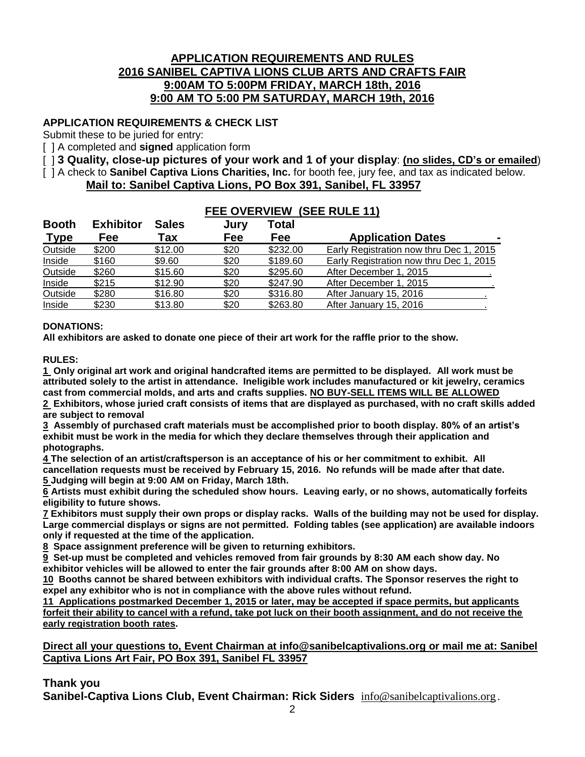# APPLICATION REQUIREMENTS AND RULES
# 2016 SANIBEL CAPTIVA LIONS CLUB ARTS AND CRAFTS FAIR
# 9:00AM TO 5:00PM FRIDAY, MARCH 18th, 2016
# 9:00 AM TO 5:00 PM SATURDAY, MARCH 19th, 2016

**APPLICATION REQUIREMENTS & CHECK LIST**

Submit these to be juried for entry:

[ ] A completed and **signed** application form

[ ] **3 Quality, close-up pictures of your work and 1 of your display**: **(no slides, CD's or emailed)**

[ ] A check to **Sanibel Captiva Lions Charities, Inc.** for booth fee, jury fee, and tax as indicated below.

**Mail to: Sanibel Captiva Lions, PO Box 391, Sanibel, FL 33957**

**FEE OVERVIEW (SEE RULE 11)**

| Booth Type | Exhibitor Fee | Sales Tax | Jury Fee | Total Fee | Application Dates |
|---|---|---|---|---|---|
| Outside | $200 | $12.00 | $20 | $232.00 | Early Registration now thru Dec 1, 2015 |
| Inside | $160 | $9.60 | $20 | $189.60 | Early Registration now thru Dec 1, 2015 |
| Outside | $260 | $15.60 | $20 | $295.60 | After December 1, 2015 |
| Inside | $215 | $12.90 | $20 | $247.90 | After December 1, 2015 |
| Outside | $280 | $16.80 | $20 | $316.80 | After January 15, 2016 |
| Inside | $230 | $13.80 | $20 | $263.80 | After January 15, 2016 |

**DONATIONS:**

**All exhibitors are asked to donate one piece of their art work for the raffle prior to the show.**

**RULES:**

**1 Only original art work and original handcrafted items are permitted to be displayed. All work must be attributed solely to the artist in attendance. Ineligible work includes manufactured or kit jewelry, ceramics cast from commercial molds, and arts and crafts supplies. NO BUY-SELL ITEMS WILL BE ALLOWED**

**2 Exhibitors, whose juried craft consists of items that are displayed as purchased, with no craft skills added are subject to removal**

**3 Assembly of purchased craft materials must be accomplished prior to booth display. 80% of an artist's exhibit must be work in the media for which they declare themselves through their application and photographs.**

**4 The selection of an artist/craftsperson is an acceptance of his or her commitment to exhibit. All cancellation requests must be received by February 15, 2016. No refunds will be made after that date.**

**5 Judging will begin at 9:00 AM on Friday, March 18th.**

**6 Artists must exhibit during the scheduled show hours. Leaving early, or no shows, automatically forfeits eligibility to future shows.**

**7 Exhibitors must supply their own props or display racks. Walls of the building may not be used for display. Large commercial displays or signs are not permitted. Folding tables (see application) are available indoors only if requested at the time of the application.**

**8 Space assignment preference will be given to returning exhibitors.**

**9 Set-up must be completed and vehicles removed from fair grounds by 8:30 AM each show day. No exhibitor vehicles will be allowed to enter the fair grounds after 8:00 AM on show days.**

**10 Booths cannot be shared between exhibitors with individual crafts. The Sponsor reserves the right to expel any exhibitor who is not in compliance with the above rules without refund.**

**11 Applications postmarked December 1, 2015 or later, may be accepted if space permits, but applicants forfeit their ability to cancel with a refund, take pot luck on their booth assignment, and do not receive the early registration booth rates.**

**Direct all your questions to, Event Chairman at info@sanibelcaptivalions.org or mail me at: Sanibel Captiva Lions Art Fair, PO Box 391, Sanibel FL 33957**

**Thank you**

**Sanibel-Captiva Lions Club, Event Chairman: Rick Siders** info@sanibelcaptivalions.org.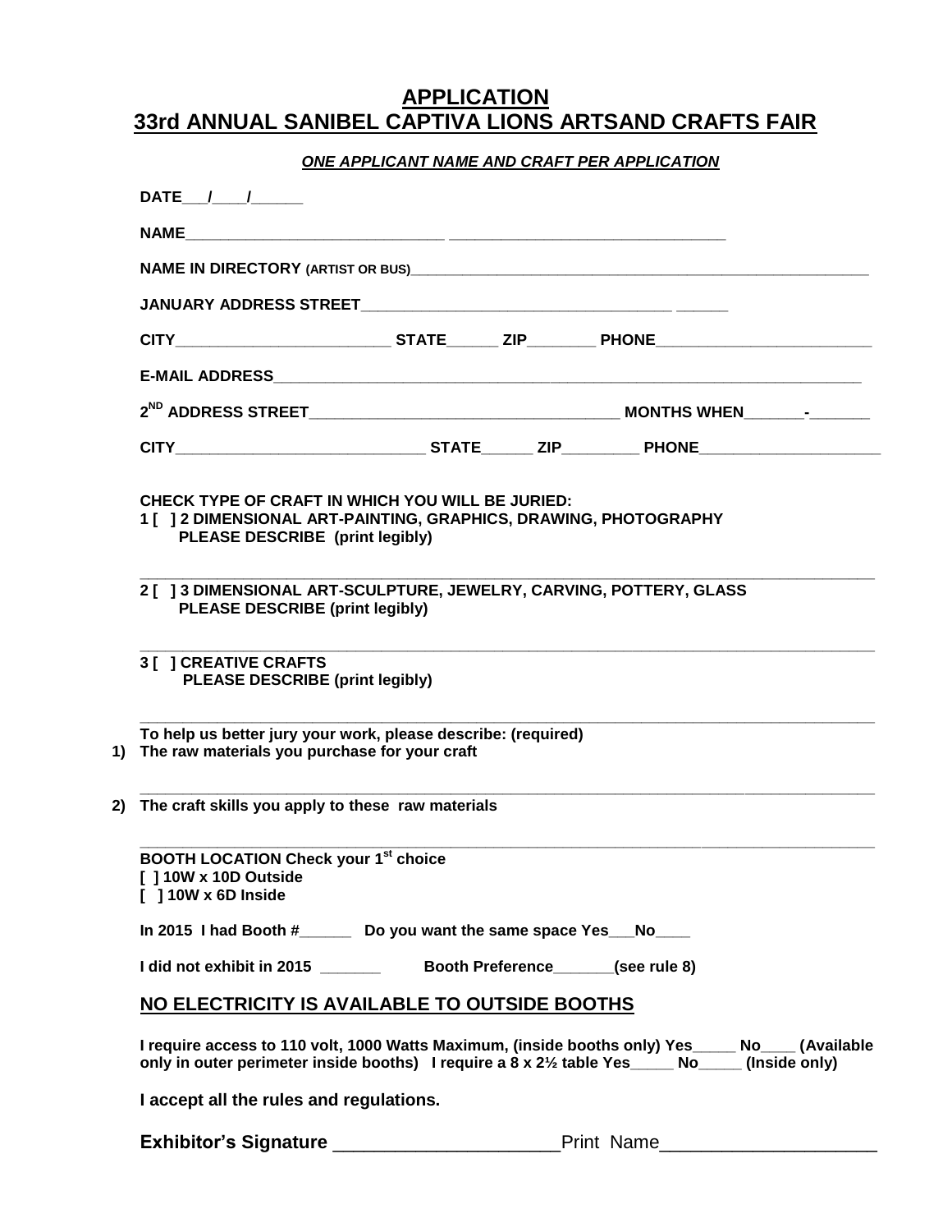# APPLICATION
# 33rd ANNUAL SANIBEL CAPTIVA LIONS ARTSAND CRAFTS FAIR

***ONE APPLICANT NAME AND CRAFT PER APPLICATION***

**DATE___/____/______**

**NAME______________________________ _______________________________**

**NAME IN DIRECTORY (ARTIST OR BUS)___________________________________________________________**

**JANUARY ADDRESS STREET____________________________________ ______**

**CITY_________________________ STATE______ ZIP________ PHONE_________________________**

**E-MAIL ADDRESS_______________________________________________________________________**

**2ND ADDRESS STREET____________________________________ MONTHS WHEN_______-_______**

**CITY_____________________________ STATE______ ZIP_________ PHONE_____________________**

**CHECK TYPE OF CRAFT IN WHICH YOU WILL BE JURIED:**

**1 [ ] 2 DIMENSIONAL ART-PAINTING, GRAPHICS, DRAWING, PHOTOGRAPHY**
**PLEASE DESCRIBE (print legibly)**

_______________________________________________________________________________________

**2 [ ] 3 DIMENSIONAL ART-SCULPTURE, JEWELRY, CARVING, POTTERY, GLASS**
**PLEASE DESCRIBE (print legibly)**

_______________________________________________________________________________________

**3 [ ] CREATIVE CRAFTS**
**PLEASE DESCRIBE (print legibly)**

_______________________________________________________________________________________

**To help us better jury your work, please describe: (required)**

**1) The raw materials you purchase for your craft**

_______________________________________________________________________________________

**2) The craft skills you apply to these raw materials**

_______________________________________________________________________________________

**BOOTH LOCATION Check your 1st choice**
**[ ] 10W x 10D Outside**
**[ ] 10W x 6D Inside**

**In 2015 I had Booth #______ Do you want the same space Yes___No____**

**I did not exhibit in 2015 _______ Booth Preference_______(see rule 8)**

## NO ELECTRICITY IS AVAILABLE TO OUTSIDE BOOTHS

**I require access to 110 volt, 1000 Watts Maximum, (inside booths only) Yes_____ No____ (Available only in outer perimeter inside booths) I require a 8 x 2½ table Yes_____ No_____ (Inside only)**

**I accept all the rules and regulations.**

**Exhibitor's Signature** _____________________Print Name____________________